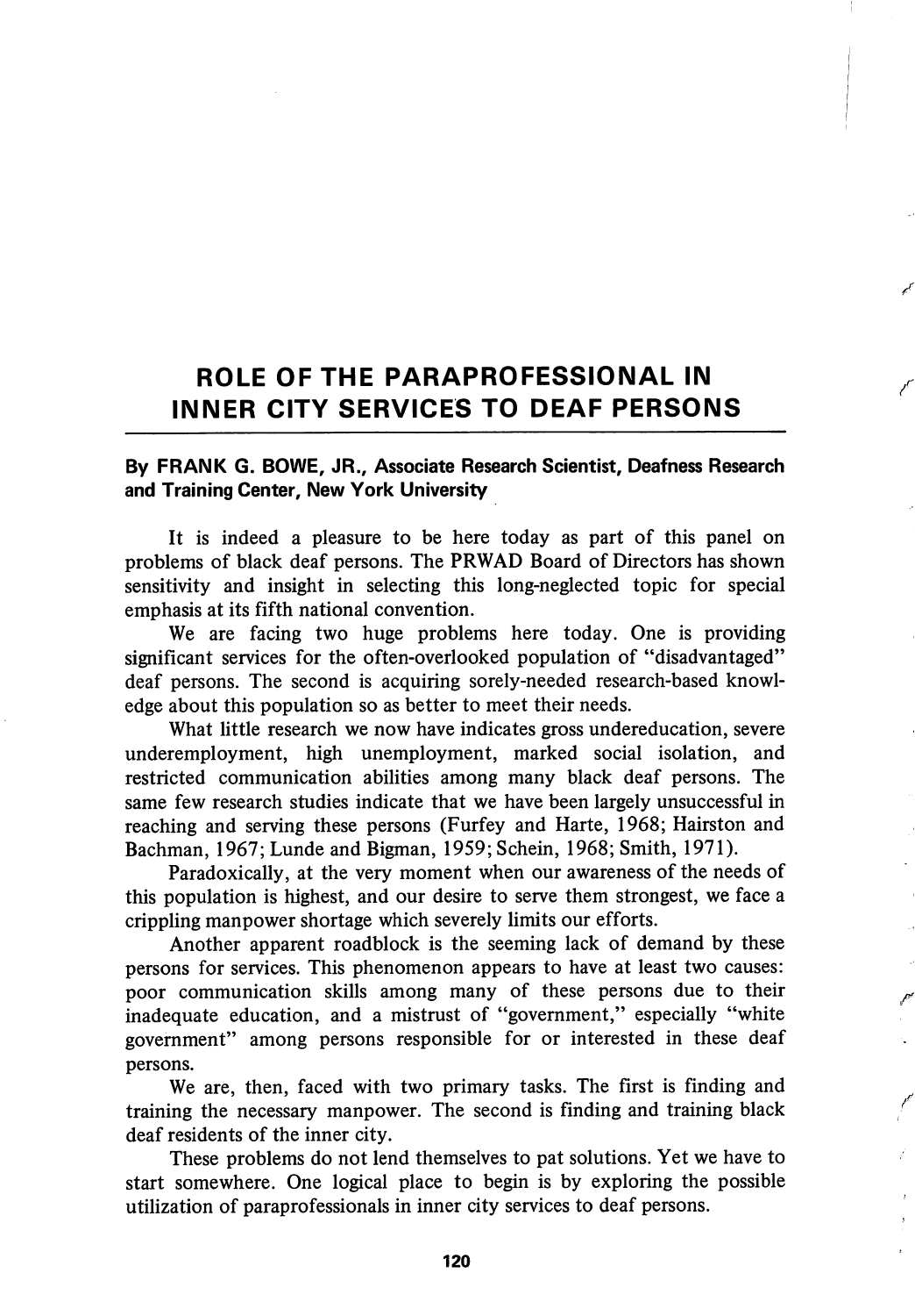# ROLE OF THE PARAPROFESSIONAL IN INNER CITY SERVICES TO DEAF PERSONS

**By FRANK G. BOWE, JR., Associate Research Scientist, Deafness Research and Training Center, New York University**

It is indeed a pleasure to be here today as part of this panel on problems of black deaf persons. The PRWAD Board of Directors has shown sensitivity and insight in selecting this long-neglected topic for special emphasis at its fifth national convention.

We are facing two huge problems here today. One is providing significant services for the often-overlooked population of "disadvantaged" deaf persons. The second is acquiring sorely-needed research-based knowledge about this population so as better to meet their needs.

What little research we now have indicates gross undereducation, severe underemployment, high unemployment, marked social isolation, and restricted communication abilities among many black deaf persons. The same few research studies indicate that we have been largely unsuccessful in reaching and serving these persons (Furfey and Harte, 1968; Hairston and Bachman, 1967; Lunde and Bigman, 1959; Schein, 1968; Smith, 1971).

Paradoxically, at the very moment when our awareness of the needs of this population is highest, and our desire to serve them strongest, we face a crippling manpower shortage which severely limits our efforts.

Another apparent roadblock is the seeming lack of demand by these persons for services. This phenomenon appears to have at least two causes: poor communication skills among many of these persons due to their inadequate education, and a mistrust of "government," especially "white government" among persons responsible for or interested in these deaf persons.

We are, then, faced with two primary tasks. The first is finding and training the necessary manpower. The second is finding and training black deaf residents of the inner city.

These problems do not lend themselves to pat solutions. Yet we have to start somewhere. One logical place to begin is by exploring the possible utilization of paraprofessionals in inner city services to deaf persons.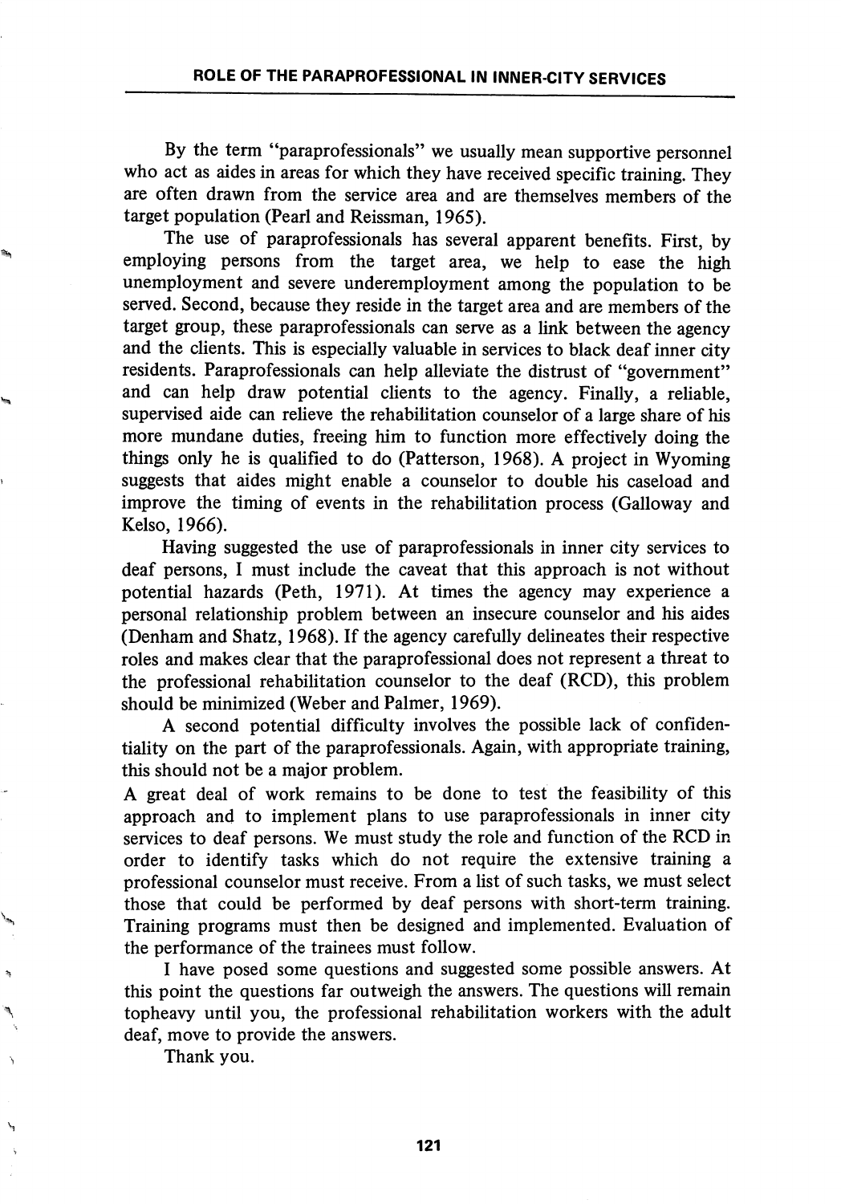By the term "paraprofessionals" we usually mean supportive personnel who act as aides in areas for which they have received specific training. They are often drawn from the service area and are themselves members of the target population (Pearl and Reissman, 1965).

The use of paraprofessionals has several apparent benefits. First, by employing persons from the target area, we help to ease the high unemployment and severe underemployment among the population to be served. Second, because they reside in the target area and are members of the target group, these paraprofessionals can serve as a link between the agency and the clients. This is especially valuable in services to black deaf inner city residents. Paraprofessionals can help alleviate the distrust of "government" and can help draw potential clients to the agency. Finally, a reliable, supervised aide can relieve the rehabilitation counselor of a large share of his more mundane duties, freeing him to function more effectively doing the things only he is qualified to do (Patterson, 1968). A project in Wyoming suggests that aides might enable a counselor to double his caseload and improve the timing of events in the rehabilitation process (Galloway and Kelso, 1966).

Having suggested the use of paraprofessionals in inner city services to deaf persons, I must include the caveat that this approach is not without potential hazards (Peth, 1971). At times the agency may experience a personal relationship problem between an insecure counselor and his aides (Denham and Shatz, 1968). If the agency carefully delineates their respective roles and makes clear that the paraprofessional does not represent a threat to the professional rehabilitation counselor to the deaf (RCD), this problem should be minimized (Weber and Palmer, 1969).

A second potential difficulty involves the possible lack of confidentiality on the part of the paraprofessionals. Again, with appropriate training, this should not be a major problem.

A great deal of work remains to be done to test the feasibility of this approach and to implement plans to use paraprofessionals in inner city services to deaf persons. We must study the role and function of the RCD in order to identify tasks which do not require the extensive training a professional counselor must receive. From a list of such tasks, we must select those that could be performed by deaf persons with short-term training. Training programs must then be designed and implemented. Evaluation of the performance of the trainees must follow.

I have posed some questions and suggested some possible answers. At this point the questions far outweigh the answers. The questions will remain topheavy until you, the professional rehabilitation workers with the adult deaf, move to provide the answers.

Thank you.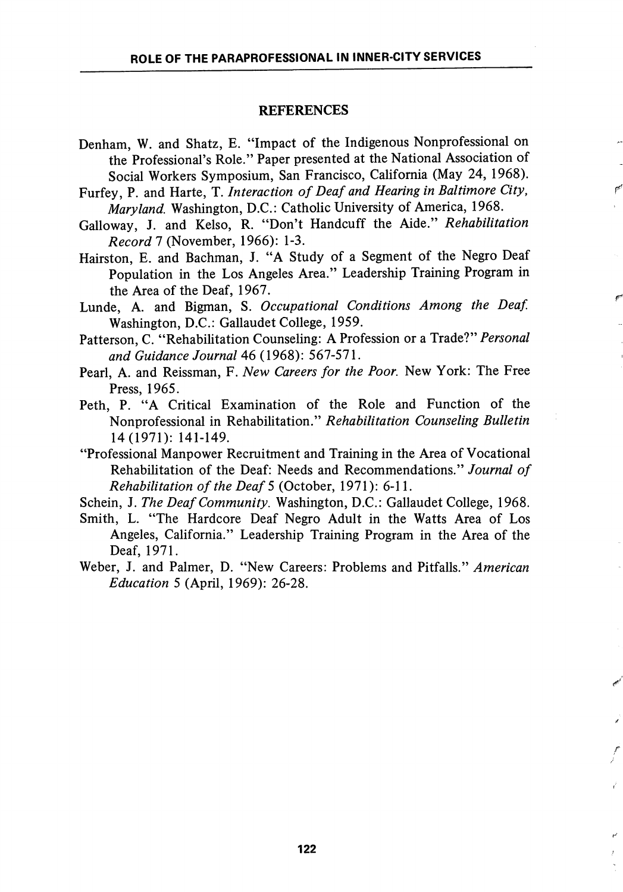## REFERENCES

Denham, W. and Shatz, E. "Impact of the Indigenous Nonprofessional on the Professional's Role." Paper presented at the National Association of Social Workers Symposium, San Francisco, California (May 24, 1968).

Furfey, P. and Harte, T. *Interaction of Deaf and Hearing in Baltimore City, Maryland.* Washington, D.C.: Catholic University of America, 1968.

Galloway, J. and Kelso, R. "Don't Handcuff the Aide." *Rehabilitation Record* 7 (November, 1966): 1-3.

Hairston, E. and Bachman, J. "A Study of a Segment of the Negro Deaf Population in the Los Angeles Area." Leadership Training Program in the Area of the Deaf, 1967.

Lunde, A. and Bigman, S. *Occupational Conditions Among the Deaf.* Washington, D.C.: Gallaudet College, 1959.

Patterson, C. "Rehabilitation Counseling: A Profession or a Trade?" *Personal and Guidance Journal* 46 (1968): 567-571.

Pearl, A. and Reissman, F. *New Careers for the Poor.* New York: The Free Press, 1965.

Peth, P. "A Critical Examination of the Role and Function of the Nonprofessional in Rehabilitation." *Rehabilitation Counseling Bulletin* 14 (1971): 141-149.

"Professional Manpower Recruitment and Training in the Area of Vocational Rehabilitation of the Deaf: Needs and Recommendations." *Journal of Rehabilitation of the Deaf* 5 (October, 1971): 6-11.

Schein, J. *The Deaf Community.* Washington, D.C.: Gallaudet College, 1968.

Smith, L. "The Hardcore Deaf Negro Adult in the Watts Area of Los Angeles, California." Leadership Training Program in the Area of the Deaf, 1971.

Weber, J. and Palmer, D. "New Careers: Problems and Pitfalls." *American Education* 5 (April, 1969): 26-28.